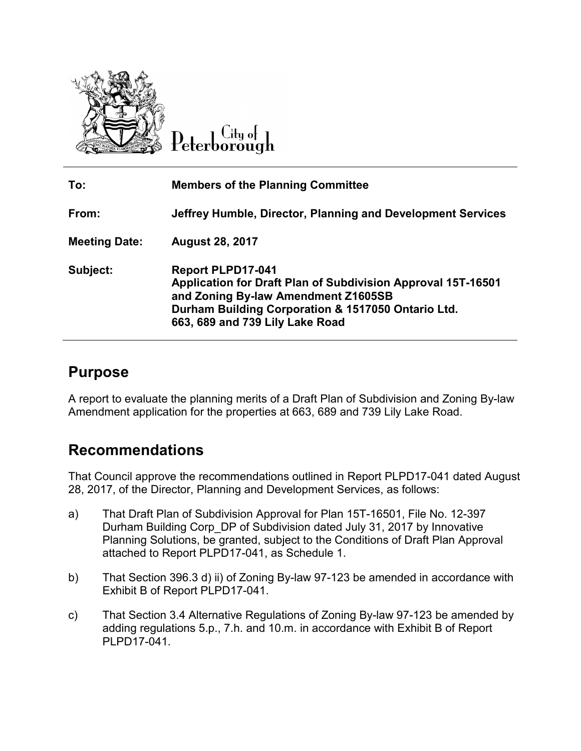City of Peterborough

| | |
|---|---|
| **To:** | **Members of the Planning Committee** |
| **From:** | **Jeffrey Humble, Director, Planning and Development Services** |
| **Meeting Date:** | **August 28, 2017** |
| **Subject:** | **Report PLPD17-041**<br>**Application for Draft Plan of Subdivision Approval 15T-16501 and Zoning By-law Amendment Z1605SB**<br>**Durham Building Corporation & 1517050 Ontario Ltd.**<br>**663, 689 and 739 Lily Lake Road** |

## Purpose

A report to evaluate the planning merits of a Draft Plan of Subdivision and Zoning By-law Amendment application for the properties at 663, 689 and 739 Lily Lake Road.

## Recommendations

That Council approve the recommendations outlined in Report PLPD17-041 dated August 28, 2017, of the Director, Planning and Development Services, as follows:

a) That Draft Plan of Subdivision Approval for Plan 15T-16501, File No. 12-397 Durham Building Corp_DP of Subdivision dated July 31, 2017 by Innovative Planning Solutions, be granted, subject to the Conditions of Draft Plan Approval attached to Report PLPD17-041, as Schedule 1.

b) That Section 396.3 d) ii) of Zoning By-law 97-123 be amended in accordance with Exhibit B of Report PLPD17-041.

c) That Section 3.4 Alternative Regulations of Zoning By-law 97-123 be amended by adding regulations 5.p., 7.h. and 10.m. in accordance with Exhibit B of Report PLPD17-041.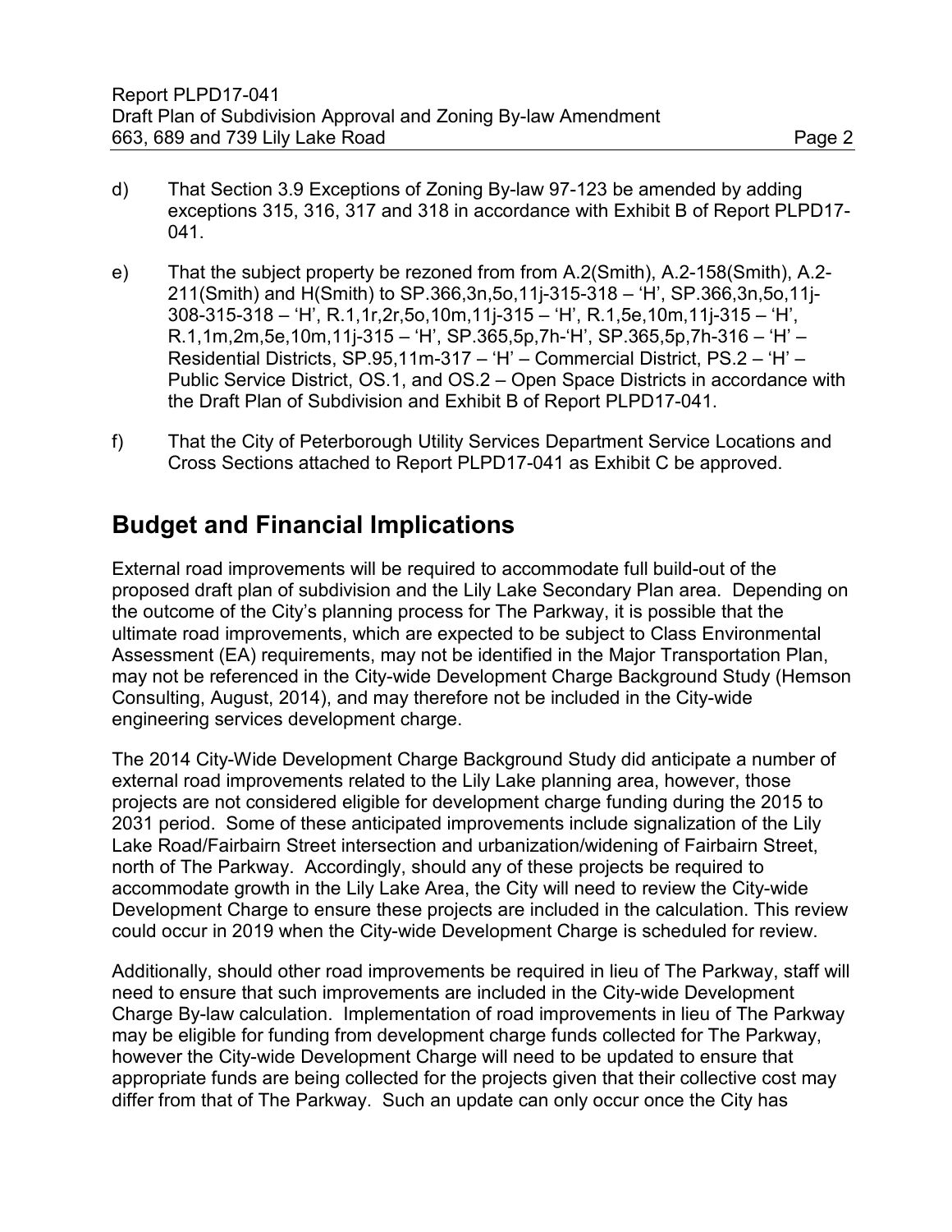d) That Section 3.9 Exceptions of Zoning By-law 97-123 be amended by adding exceptions 315, 316, 317 and 318 in accordance with Exhibit B of Report PLPD17-041.

e) That the subject property be rezoned from from A.2(Smith), A.2-158(Smith), A.2-211(Smith) and H(Smith) to SP.366,3n,5o,11j-315-318 – 'H', SP.366,3n,5o,11j-308-315-318 – 'H', R.1,1r,2r,5o,10m,11j-315 – 'H', R.1,5e,10m,11j-315 – 'H', R.1,1m,2m,5e,10m,11j-315 – 'H', SP.365,5p,7h-'H', SP.365,5p,7h-316 – 'H' – Residential Districts, SP.95,11m-317 – 'H' – Commercial District, PS.2 – 'H' – Public Service District, OS.1, and OS.2 – Open Space Districts in accordance with the Draft Plan of Subdivision and Exhibit B of Report PLPD17-041.

f) That the City of Peterborough Utility Services Department Service Locations and Cross Sections attached to Report PLPD17-041 as Exhibit C be approved.

## Budget and Financial Implications

External road improvements will be required to accommodate full build-out of the proposed draft plan of subdivision and the Lily Lake Secondary Plan area. Depending on the outcome of the City's planning process for The Parkway, it is possible that the ultimate road improvements, which are expected to be subject to Class Environmental Assessment (EA) requirements, may not be identified in the Major Transportation Plan, may not be referenced in the City-wide Development Charge Background Study (Hemson Consulting, August, 2014), and may therefore not be included in the City-wide engineering services development charge.

The 2014 City-Wide Development Charge Background Study did anticipate a number of external road improvements related to the Lily Lake planning area, however, those projects are not considered eligible for development charge funding during the 2015 to 2031 period. Some of these anticipated improvements include signalization of the Lily Lake Road/Fairbairn Street intersection and urbanization/widening of Fairbairn Street, north of The Parkway. Accordingly, should any of these projects be required to accommodate growth in the Lily Lake Area, the City will need to review the City-wide Development Charge to ensure these projects are included in the calculation. This review could occur in 2019 when the City-wide Development Charge is scheduled for review.

Additionally, should other road improvements be required in lieu of The Parkway, staff will need to ensure that such improvements are included in the City-wide Development Charge By-law calculation. Implementation of road improvements in lieu of The Parkway may be eligible for funding from development charge funds collected for The Parkway, however the City-wide Development Charge will need to be updated to ensure that appropriate funds are being collected for the projects given that their collective cost may differ from that of The Parkway. Such an update can only occur once the City has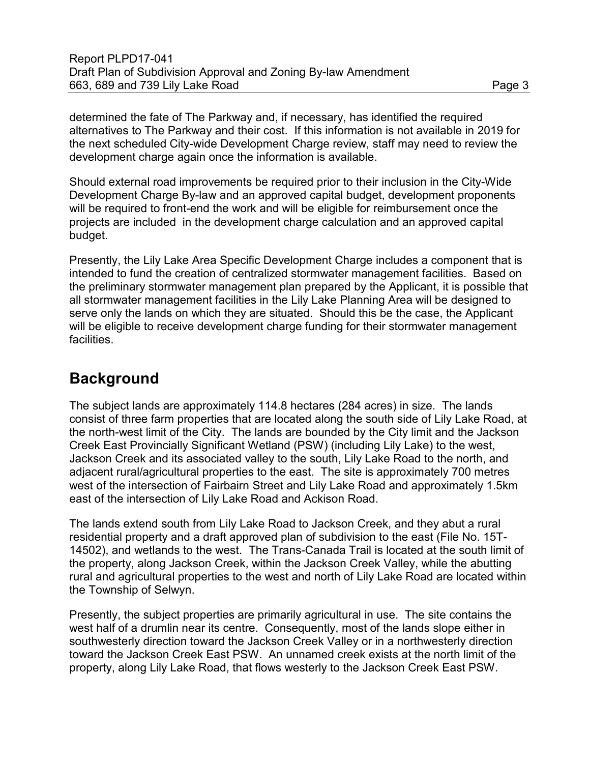determined the fate of The Parkway and, if necessary, has identified the required alternatives to The Parkway and their cost. If this information is not available in 2019 for the next scheduled City-wide Development Charge review, staff may need to review the development charge again once the information is available.

Should external road improvements be required prior to their inclusion in the City-Wide Development Charge By-law and an approved capital budget, development proponents will be required to front-end the work and will be eligible for reimbursement once the projects are included in the development charge calculation and an approved capital budget.

Presently, the Lily Lake Area Specific Development Charge includes a component that is intended to fund the creation of centralized stormwater management facilities. Based on the preliminary stormwater management plan prepared by the Applicant, it is possible that all stormwater management facilities in the Lily Lake Planning Area will be designed to serve only the lands on which they are situated. Should this be the case, the Applicant will be eligible to receive development charge funding for their stormwater management facilities.

## Background

The subject lands are approximately 114.8 hectares (284 acres) in size. The lands consist of three farm properties that are located along the south side of Lily Lake Road, at the north-west limit of the City. The lands are bounded by the City limit and the Jackson Creek East Provincially Significant Wetland (PSW) (including Lily Lake) to the west, Jackson Creek and its associated valley to the south, Lily Lake Road to the north, and adjacent rural/agricultural properties to the east. The site is approximately 700 metres west of the intersection of Fairbairn Street and Lily Lake Road and approximately 1.5km east of the intersection of Lily Lake Road and Ackison Road.

The lands extend south from Lily Lake Road to Jackson Creek, and they abut a rural residential property and a draft approved plan of subdivision to the east (File No. 15T-14502), and wetlands to the west. The Trans-Canada Trail is located at the south limit of the property, along Jackson Creek, within the Jackson Creek Valley, while the abutting rural and agricultural properties to the west and north of Lily Lake Road are located within the Township of Selwyn.

Presently, the subject properties are primarily agricultural in use. The site contains the west half of a drumlin near its centre. Consequently, most of the lands slope either in southwesterly direction toward the Jackson Creek Valley or in a northwesterly direction toward the Jackson Creek East PSW. An unnamed creek exists at the north limit of the property, along Lily Lake Road, that flows westerly to the Jackson Creek East PSW.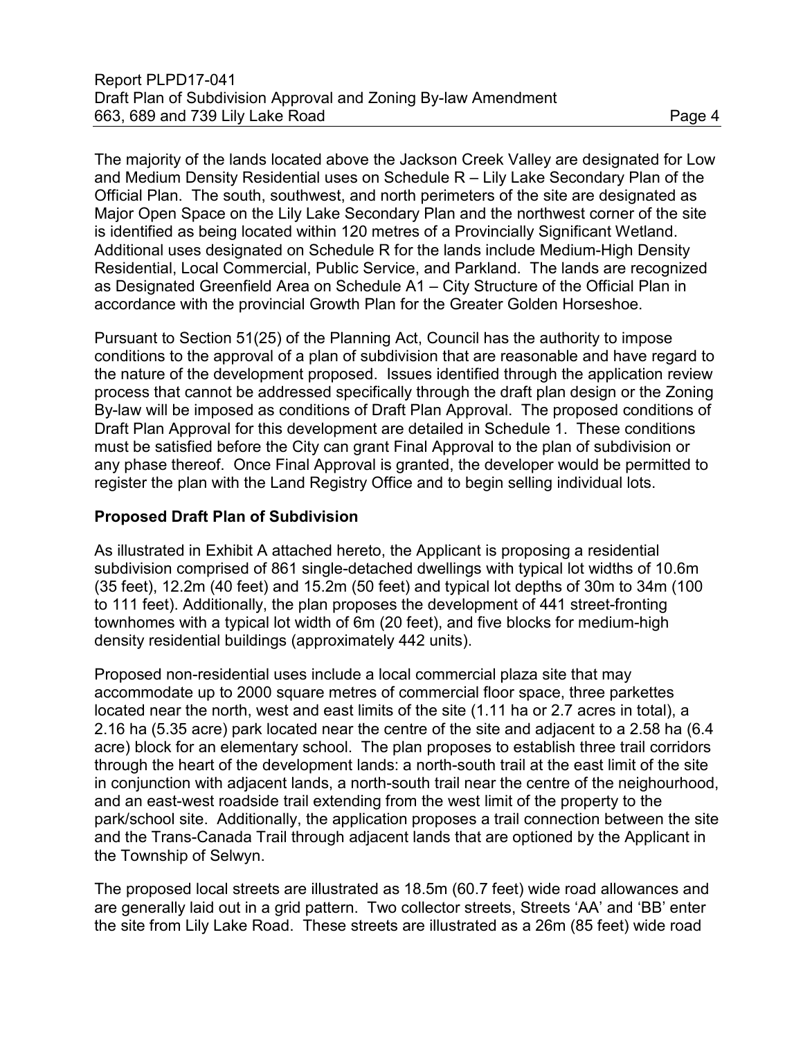The majority of the lands located above the Jackson Creek Valley are designated for Low and Medium Density Residential uses on Schedule R – Lily Lake Secondary Plan of the Official Plan. The south, southwest, and north perimeters of the site are designated as Major Open Space on the Lily Lake Secondary Plan and the northwest corner of the site is identified as being located within 120 metres of a Provincially Significant Wetland. Additional uses designated on Schedule R for the lands include Medium-High Density Residential, Local Commercial, Public Service, and Parkland. The lands are recognized as Designated Greenfield Area on Schedule A1 – City Structure of the Official Plan in accordance with the provincial Growth Plan for the Greater Golden Horseshoe.

Pursuant to Section 51(25) of the Planning Act, Council has the authority to impose conditions to the approval of a plan of subdivision that are reasonable and have regard to the nature of the development proposed. Issues identified through the application review process that cannot be addressed specifically through the draft plan design or the Zoning By-law will be imposed as conditions of Draft Plan Approval. The proposed conditions of Draft Plan Approval for this development are detailed in Schedule 1. These conditions must be satisfied before the City can grant Final Approval to the plan of subdivision or any phase thereof. Once Final Approval is granted, the developer would be permitted to register the plan with the Land Registry Office and to begin selling individual lots.

**Proposed Draft Plan of Subdivision**

As illustrated in Exhibit A attached hereto, the Applicant is proposing a residential subdivision comprised of 861 single-detached dwellings with typical lot widths of 10.6m (35 feet), 12.2m (40 feet) and 15.2m (50 feet) and typical lot depths of 30m to 34m (100 to 111 feet). Additionally, the plan proposes the development of 441 street-fronting townhomes with a typical lot width of 6m (20 feet), and five blocks for medium-high density residential buildings (approximately 442 units).

Proposed non-residential uses include a local commercial plaza site that may accommodate up to 2000 square metres of commercial floor space, three parkettes located near the north, west and east limits of the site (1.11 ha or 2.7 acres in total), a 2.16 ha (5.35 acre) park located near the centre of the site and adjacent to a 2.58 ha (6.4 acre) block for an elementary school. The plan proposes to establish three trail corridors through the heart of the development lands: a north-south trail at the east limit of the site in conjunction with adjacent lands, a north-south trail near the centre of the neighourhood, and an east-west roadside trail extending from the west limit of the property to the park/school site. Additionally, the application proposes a trail connection between the site and the Trans-Canada Trail through adjacent lands that are optioned by the Applicant in the Township of Selwyn.

The proposed local streets are illustrated as 18.5m (60.7 feet) wide road allowances and are generally laid out in a grid pattern. Two collector streets, Streets 'AA' and 'BB' enter the site from Lily Lake Road. These streets are illustrated as a 26m (85 feet) wide road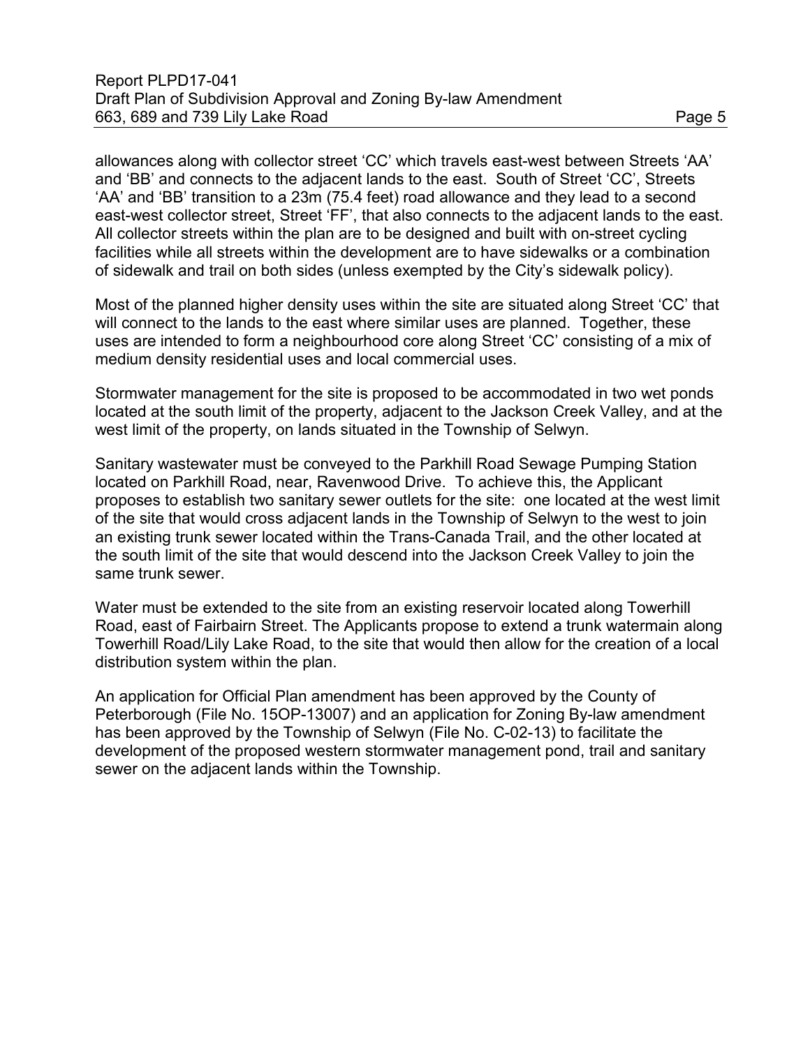allowances along with collector street ‘CC’ which travels east-west between Streets ‘AA’ and ‘BB’ and connects to the adjacent lands to the east. South of Street ‘CC’, Streets ‘AA’ and ‘BB’ transition to a 23m (75.4 feet) road allowance and they lead to a second east-west collector street, Street ‘FF’, that also connects to the adjacent lands to the east. All collector streets within the plan are to be designed and built with on-street cycling facilities while all streets within the development are to have sidewalks or a combination of sidewalk and trail on both sides (unless exempted by the City’s sidewalk policy).

Most of the planned higher density uses within the site are situated along Street ‘CC’ that will connect to the lands to the east where similar uses are planned. Together, these uses are intended to form a neighbourhood core along Street ‘CC’ consisting of a mix of medium density residential uses and local commercial uses.

Stormwater management for the site is proposed to be accommodated in two wet ponds located at the south limit of the property, adjacent to the Jackson Creek Valley, and at the west limit of the property, on lands situated in the Township of Selwyn.

Sanitary wastewater must be conveyed to the Parkhill Road Sewage Pumping Station located on Parkhill Road, near, Ravenwood Drive. To achieve this, the Applicant proposes to establish two sanitary sewer outlets for the site: one located at the west limit of the site that would cross adjacent lands in the Township of Selwyn to the west to join an existing trunk sewer located within the Trans-Canada Trail, and the other located at the south limit of the site that would descend into the Jackson Creek Valley to join the same trunk sewer.

Water must be extended to the site from an existing reservoir located along Towerhill Road, east of Fairbairn Street. The Applicants propose to extend a trunk watermain along Towerhill Road/Lily Lake Road, to the site that would then allow for the creation of a local distribution system within the plan.

An application for Official Plan amendment has been approved by the County of Peterborough (File No. 15OP-13007) and an application for Zoning By-law amendment has been approved by the Township of Selwyn (File No. C-02-13) to facilitate the development of the proposed western stormwater management pond, trail and sanitary sewer on the adjacent lands within the Township.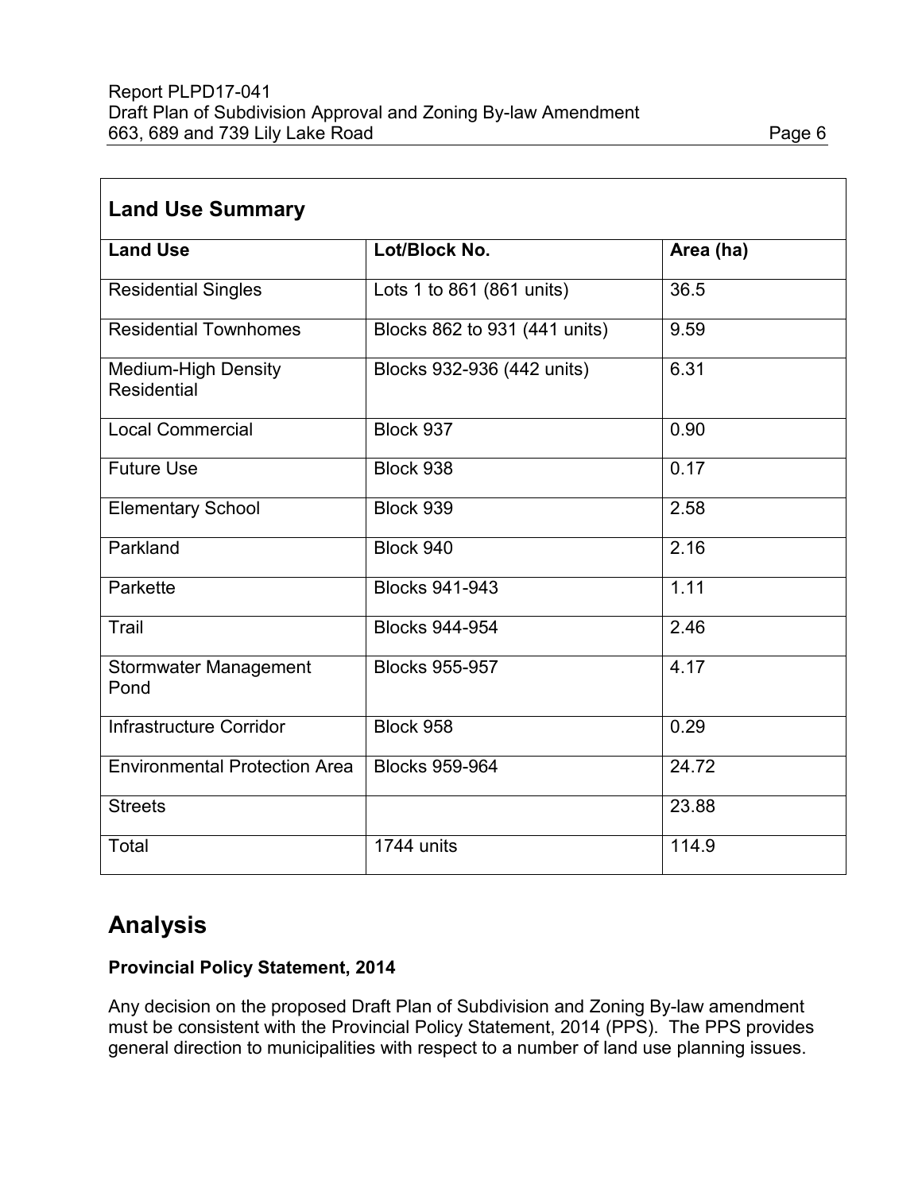| Land Use Summary | | |
|---|---|---|
| **Land Use** | **Lot/Block No.** | **Area (ha)** |
| Residential Singles | Lots 1 to 861 (861 units) | 36.5 |
| Residential Townhomes | Blocks 862 to 931 (441 units) | 9.59 |
| Medium-High Density Residential | Blocks 932-936 (442 units) | 6.31 |
| Local Commercial | Block 937 | 0.90 |
| Future Use | Block 938 | 0.17 |
| Elementary School | Block 939 | 2.58 |
| Parkland | Block 940 | 2.16 |
| Parkette | Blocks 941-943 | 1.11 |
| Trail | Blocks 944-954 | 2.46 |
| Stormwater Management Pond | Blocks 955-957 | 4.17 |
| Infrastructure Corridor | Block 958 | 0.29 |
| Environmental Protection Area | Blocks 959-964 | 24.72 |
| Streets | | 23.88 |
| Total | 1744 units | 114.9 |

# Analysis

### Provincial Policy Statement, 2014

Any decision on the proposed Draft Plan of Subdivision and Zoning By-law amendment must be consistent with the Provincial Policy Statement, 2014 (PPS). The PPS provides general direction to municipalities with respect to a number of land use planning issues.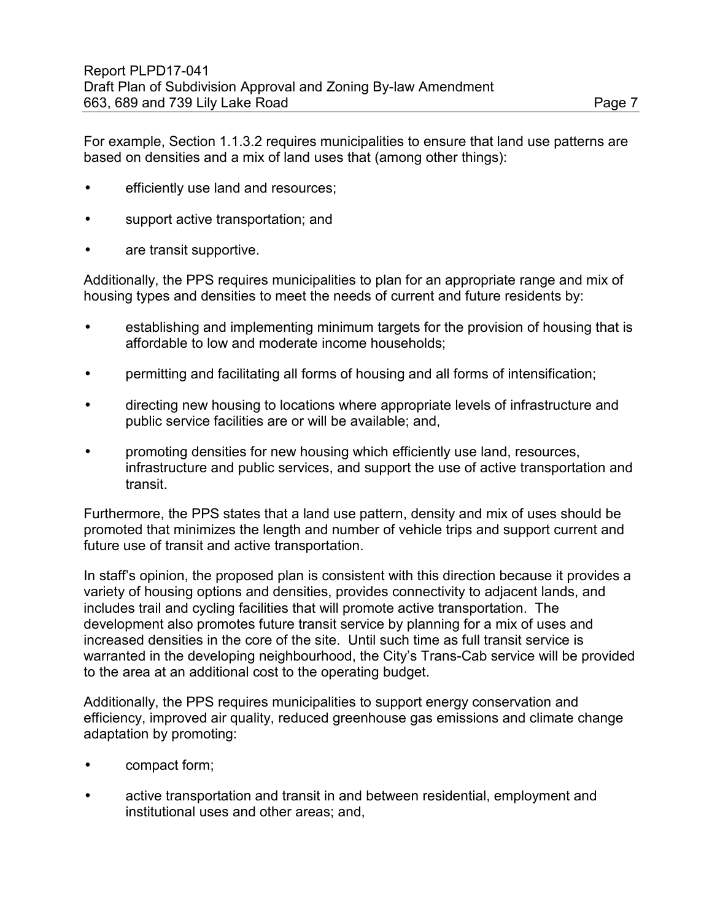For example, Section 1.1.3.2 requires municipalities to ensure that land use patterns are based on densities and a mix of land uses that (among other things):

- efficiently use land and resources;
- support active transportation; and
- are transit supportive.

Additionally, the PPS requires municipalities to plan for an appropriate range and mix of housing types and densities to meet the needs of current and future residents by:

- establishing and implementing minimum targets for the provision of housing that is affordable to low and moderate income households;
- permitting and facilitating all forms of housing and all forms of intensification;
- directing new housing to locations where appropriate levels of infrastructure and public service facilities are or will be available; and,
- promoting densities for new housing which efficiently use land, resources, infrastructure and public services, and support the use of active transportation and transit.

Furthermore, the PPS states that a land use pattern, density and mix of uses should be promoted that minimizes the length and number of vehicle trips and support current and future use of transit and active transportation.

In staff's opinion, the proposed plan is consistent with this direction because it provides a variety of housing options and densities, provides connectivity to adjacent lands, and includes trail and cycling facilities that will promote active transportation. The development also promotes future transit service by planning for a mix of uses and increased densities in the core of the site. Until such time as full transit service is warranted in the developing neighbourhood, the City's Trans-Cab service will be provided to the area at an additional cost to the operating budget.

Additionally, the PPS requires municipalities to support energy conservation and efficiency, improved air quality, reduced greenhouse gas emissions and climate change adaptation by promoting:

- compact form;
- active transportation and transit in and between residential, employment and institutional uses and other areas; and,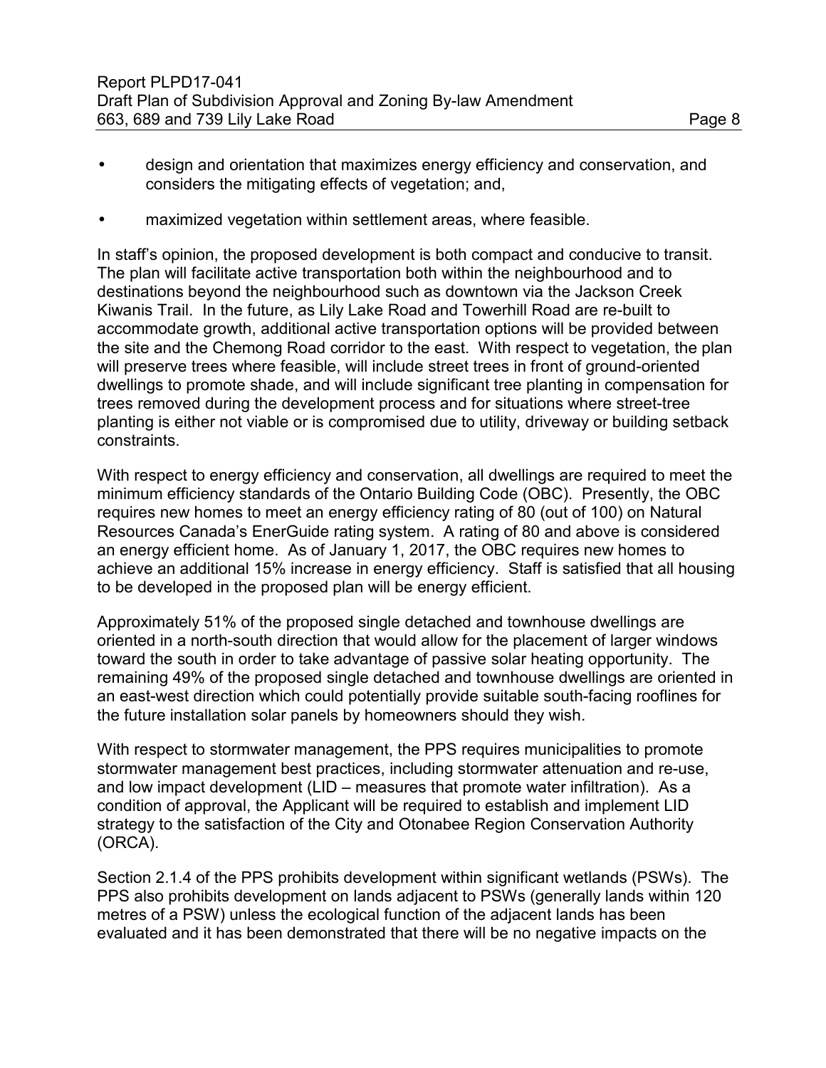- design and orientation that maximizes energy efficiency and conservation, and considers the mitigating effects of vegetation; and,
- maximized vegetation within settlement areas, where feasible.

In staff's opinion, the proposed development is both compact and conducive to transit. The plan will facilitate active transportation both within the neighbourhood and to destinations beyond the neighbourhood such as downtown via the Jackson Creek Kiwanis Trail. In the future, as Lily Lake Road and Towerhill Road are re-built to accommodate growth, additional active transportation options will be provided between the site and the Chemong Road corridor to the east. With respect to vegetation, the plan will preserve trees where feasible, will include street trees in front of ground-oriented dwellings to promote shade, and will include significant tree planting in compensation for trees removed during the development process and for situations where street-tree planting is either not viable or is compromised due to utility, driveway or building setback constraints.

With respect to energy efficiency and conservation, all dwellings are required to meet the minimum efficiency standards of the Ontario Building Code (OBC). Presently, the OBC requires new homes to meet an energy efficiency rating of 80 (out of 100) on Natural Resources Canada's EnerGuide rating system. A rating of 80 and above is considered an energy efficient home. As of January 1, 2017, the OBC requires new homes to achieve an additional 15% increase in energy efficiency. Staff is satisfied that all housing to be developed in the proposed plan will be energy efficient.

Approximately 51% of the proposed single detached and townhouse dwellings are oriented in a north-south direction that would allow for the placement of larger windows toward the south in order to take advantage of passive solar heating opportunity. The remaining 49% of the proposed single detached and townhouse dwellings are oriented in an east-west direction which could potentially provide suitable south-facing rooflines for the future installation solar panels by homeowners should they wish.

With respect to stormwater management, the PPS requires municipalities to promote stormwater management best practices, including stormwater attenuation and re-use, and low impact development (LID – measures that promote water infiltration). As a condition of approval, the Applicant will be required to establish and implement LID strategy to the satisfaction of the City and Otonabee Region Conservation Authority (ORCA).

Section 2.1.4 of the PPS prohibits development within significant wetlands (PSWs). The PPS also prohibits development on lands adjacent to PSWs (generally lands within 120 metres of a PSW) unless the ecological function of the adjacent lands has been evaluated and it has been demonstrated that there will be no negative impacts on the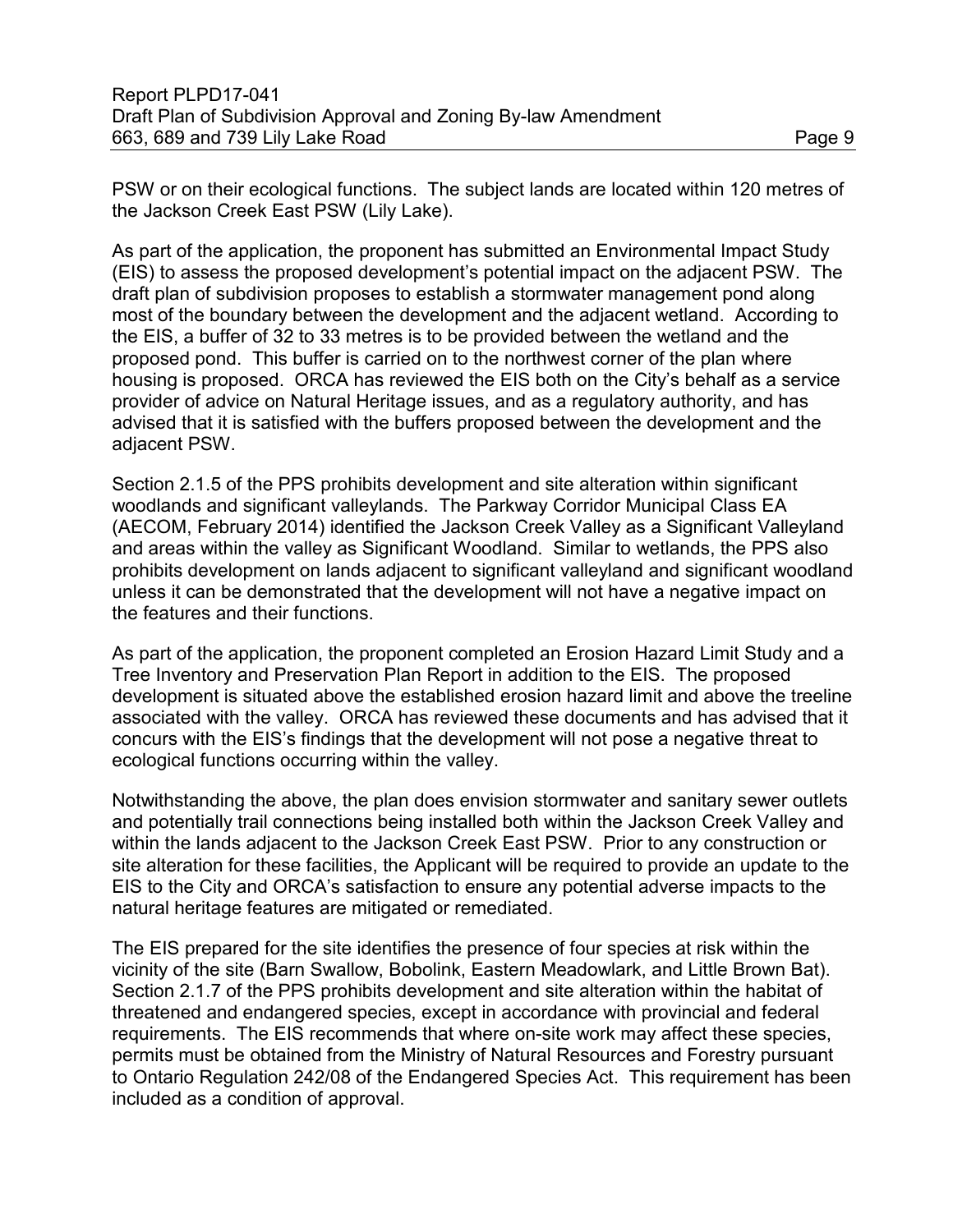PSW or on their ecological functions. The subject lands are located within 120 metres of the Jackson Creek East PSW (Lily Lake).

As part of the application, the proponent has submitted an Environmental Impact Study (EIS) to assess the proposed development's potential impact on the adjacent PSW. The draft plan of subdivision proposes to establish a stormwater management pond along most of the boundary between the development and the adjacent wetland. According to the EIS, a buffer of 32 to 33 metres is to be provided between the wetland and the proposed pond. This buffer is carried on to the northwest corner of the plan where housing is proposed. ORCA has reviewed the EIS both on the City's behalf as a service provider of advice on Natural Heritage issues, and as a regulatory authority, and has advised that it is satisfied with the buffers proposed between the development and the adjacent PSW.

Section 2.1.5 of the PPS prohibits development and site alteration within significant woodlands and significant valleylands. The Parkway Corridor Municipal Class EA (AECOM, February 2014) identified the Jackson Creek Valley as a Significant Valleyland and areas within the valley as Significant Woodland. Similar to wetlands, the PPS also prohibits development on lands adjacent to significant valleyland and significant woodland unless it can be demonstrated that the development will not have a negative impact on the features and their functions.

As part of the application, the proponent completed an Erosion Hazard Limit Study and a Tree Inventory and Preservation Plan Report in addition to the EIS. The proposed development is situated above the established erosion hazard limit and above the treeline associated with the valley. ORCA has reviewed these documents and has advised that it concurs with the EIS's findings that the development will not pose a negative threat to ecological functions occurring within the valley.

Notwithstanding the above, the plan does envision stormwater and sanitary sewer outlets and potentially trail connections being installed both within the Jackson Creek Valley and within the lands adjacent to the Jackson Creek East PSW. Prior to any construction or site alteration for these facilities, the Applicant will be required to provide an update to the EIS to the City and ORCA's satisfaction to ensure any potential adverse impacts to the natural heritage features are mitigated or remediated.

The EIS prepared for the site identifies the presence of four species at risk within the vicinity of the site (Barn Swallow, Bobolink, Eastern Meadowlark, and Little Brown Bat). Section 2.1.7 of the PPS prohibits development and site alteration within the habitat of threatened and endangered species, except in accordance with provincial and federal requirements. The EIS recommends that where on-site work may affect these species, permits must be obtained from the Ministry of Natural Resources and Forestry pursuant to Ontario Regulation 242/08 of the Endangered Species Act. This requirement has been included as a condition of approval.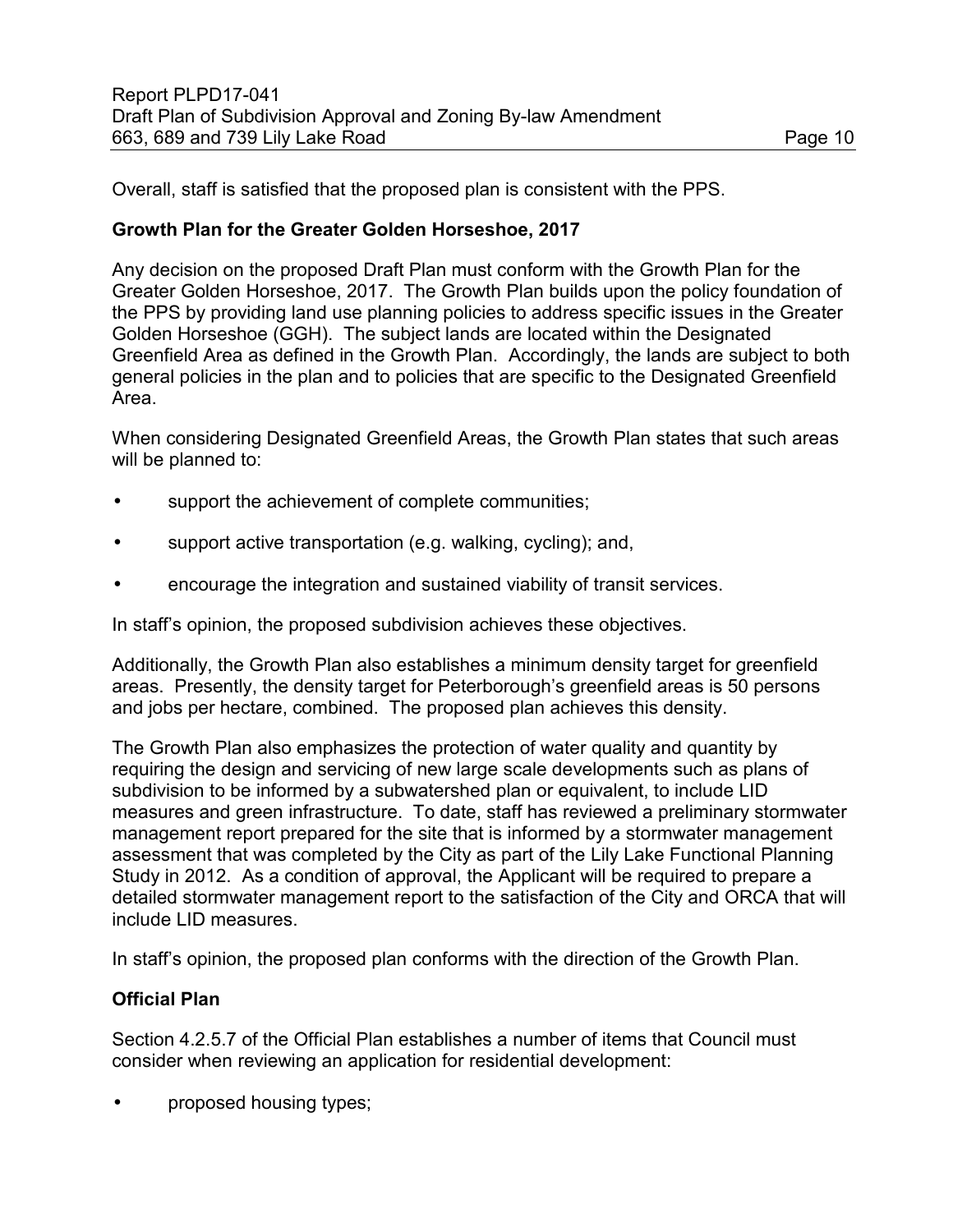Overall, staff is satisfied that the proposed plan is consistent with the PPS.

**Growth Plan for the Greater Golden Horseshoe, 2017**

Any decision on the proposed Draft Plan must conform with the Growth Plan for the Greater Golden Horseshoe, 2017. The Growth Plan builds upon the policy foundation of the PPS by providing land use planning policies to address specific issues in the Greater Golden Horseshoe (GGH). The subject lands are located within the Designated Greenfield Area as defined in the Growth Plan. Accordingly, the lands are subject to both general policies in the plan and to policies that are specific to the Designated Greenfield Area.

When considering Designated Greenfield Areas, the Growth Plan states that such areas will be planned to:

- support the achievement of complete communities;
- support active transportation (e.g. walking, cycling); and,
- encourage the integration and sustained viability of transit services.

In staff's opinion, the proposed subdivision achieves these objectives.

Additionally, the Growth Plan also establishes a minimum density target for greenfield areas. Presently, the density target for Peterborough's greenfield areas is 50 persons and jobs per hectare, combined. The proposed plan achieves this density.

The Growth Plan also emphasizes the protection of water quality and quantity by requiring the design and servicing of new large scale developments such as plans of subdivision to be informed by a subwatershed plan or equivalent, to include LID measures and green infrastructure. To date, staff has reviewed a preliminary stormwater management report prepared for the site that is informed by a stormwater management assessment that was completed by the City as part of the Lily Lake Functional Planning Study in 2012. As a condition of approval, the Applicant will be required to prepare a detailed stormwater management report to the satisfaction of the City and ORCA that will include LID measures.

In staff's opinion, the proposed plan conforms with the direction of the Growth Plan.

**Official Plan**

Section 4.2.5.7 of the Official Plan establishes a number of items that Council must consider when reviewing an application for residential development:

- proposed housing types;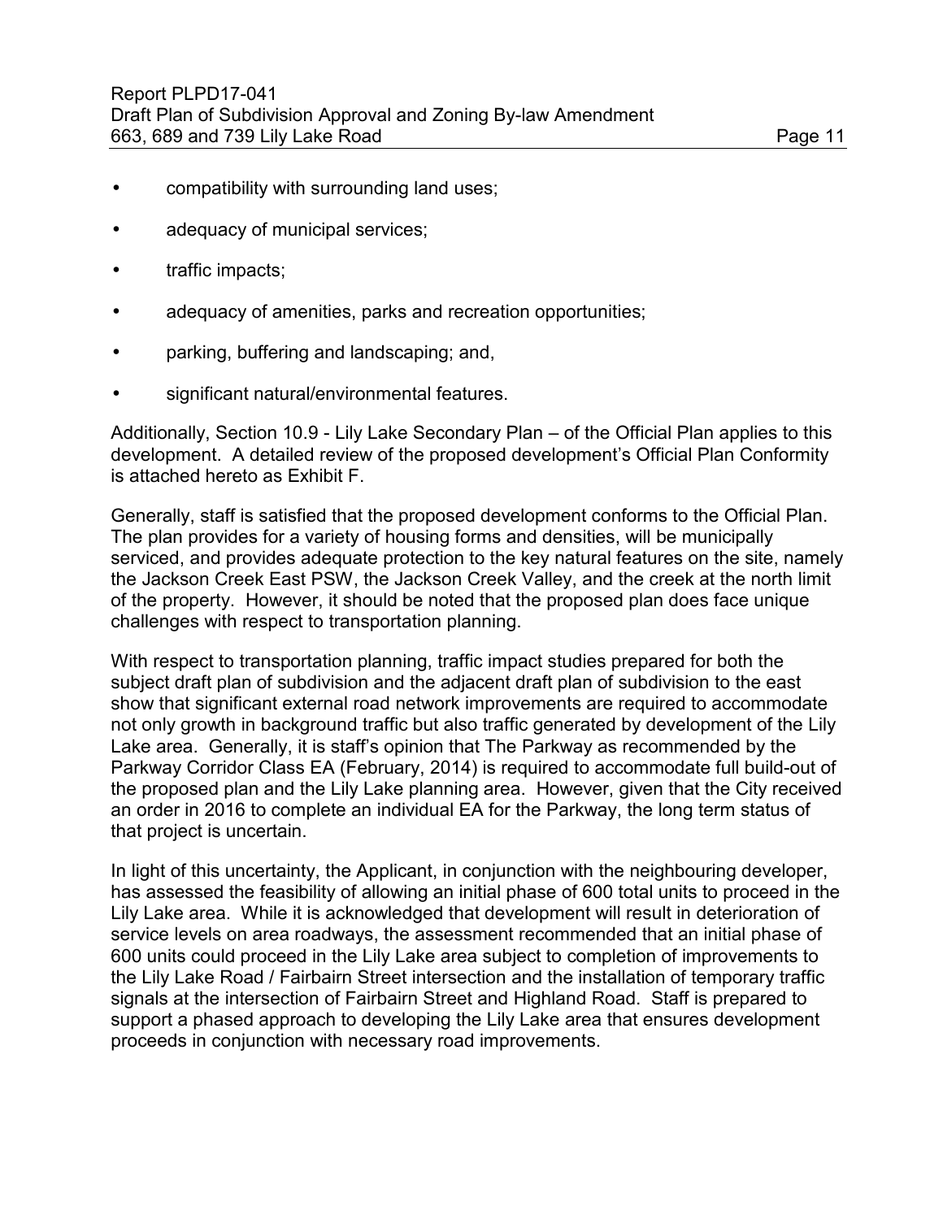- compatibility with surrounding land uses;
- adequacy of municipal services;
- traffic impacts;
- adequacy of amenities, parks and recreation opportunities;
- parking, buffering and landscaping; and,
- significant natural/environmental features.

Additionally, Section 10.9 - Lily Lake Secondary Plan – of the Official Plan applies to this development. A detailed review of the proposed development's Official Plan Conformity is attached hereto as Exhibit F.

Generally, staff is satisfied that the proposed development conforms to the Official Plan. The plan provides for a variety of housing forms and densities, will be municipally serviced, and provides adequate protection to the key natural features on the site, namely the Jackson Creek East PSW, the Jackson Creek Valley, and the creek at the north limit of the property. However, it should be noted that the proposed plan does face unique challenges with respect to transportation planning.

With respect to transportation planning, traffic impact studies prepared for both the subject draft plan of subdivision and the adjacent draft plan of subdivision to the east show that significant external road network improvements are required to accommodate not only growth in background traffic but also traffic generated by development of the Lily Lake area. Generally, it is staff's opinion that The Parkway as recommended by the Parkway Corridor Class EA (February, 2014) is required to accommodate full build-out of the proposed plan and the Lily Lake planning area. However, given that the City received an order in 2016 to complete an individual EA for the Parkway, the long term status of that project is uncertain.

In light of this uncertainty, the Applicant, in conjunction with the neighbouring developer, has assessed the feasibility of allowing an initial phase of 600 total units to proceed in the Lily Lake area. While it is acknowledged that development will result in deterioration of service levels on area roadways, the assessment recommended that an initial phase of 600 units could proceed in the Lily Lake area subject to completion of improvements to the Lily Lake Road / Fairbairn Street intersection and the installation of temporary traffic signals at the intersection of Fairbairn Street and Highland Road. Staff is prepared to support a phased approach to developing the Lily Lake area that ensures development proceeds in conjunction with necessary road improvements.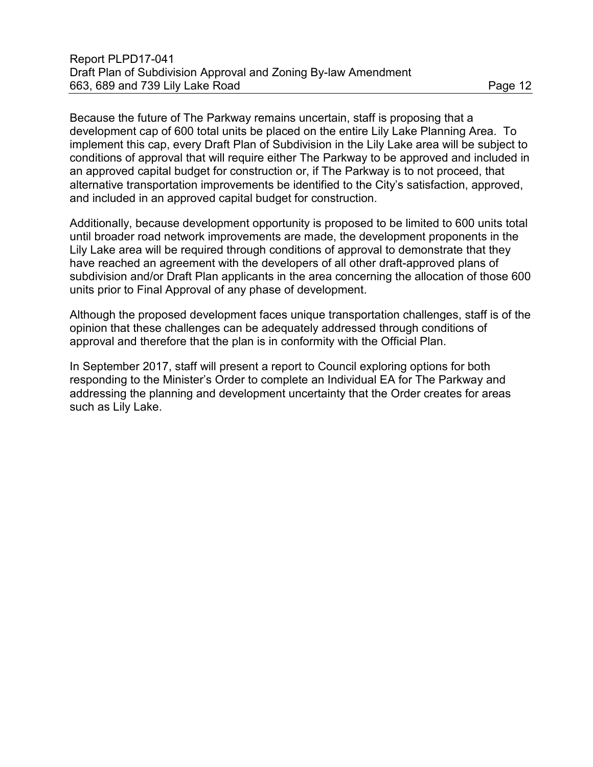Because the future of The Parkway remains uncertain, staff is proposing that a development cap of 600 total units be placed on the entire Lily Lake Planning Area. To implement this cap, every Draft Plan of Subdivision in the Lily Lake area will be subject to conditions of approval that will require either The Parkway to be approved and included in an approved capital budget for construction or, if The Parkway is to not proceed, that alternative transportation improvements be identified to the City's satisfaction, approved, and included in an approved capital budget for construction.

Additionally, because development opportunity is proposed to be limited to 600 units total until broader road network improvements are made, the development proponents in the Lily Lake area will be required through conditions of approval to demonstrate that they have reached an agreement with the developers of all other draft-approved plans of subdivision and/or Draft Plan applicants in the area concerning the allocation of those 600 units prior to Final Approval of any phase of development.

Although the proposed development faces unique transportation challenges, staff is of the opinion that these challenges can be adequately addressed through conditions of approval and therefore that the plan is in conformity with the Official Plan.

In September 2017, staff will present a report to Council exploring options for both responding to the Minister's Order to complete an Individual EA for The Parkway and addressing the planning and development uncertainty that the Order creates for areas such as Lily Lake.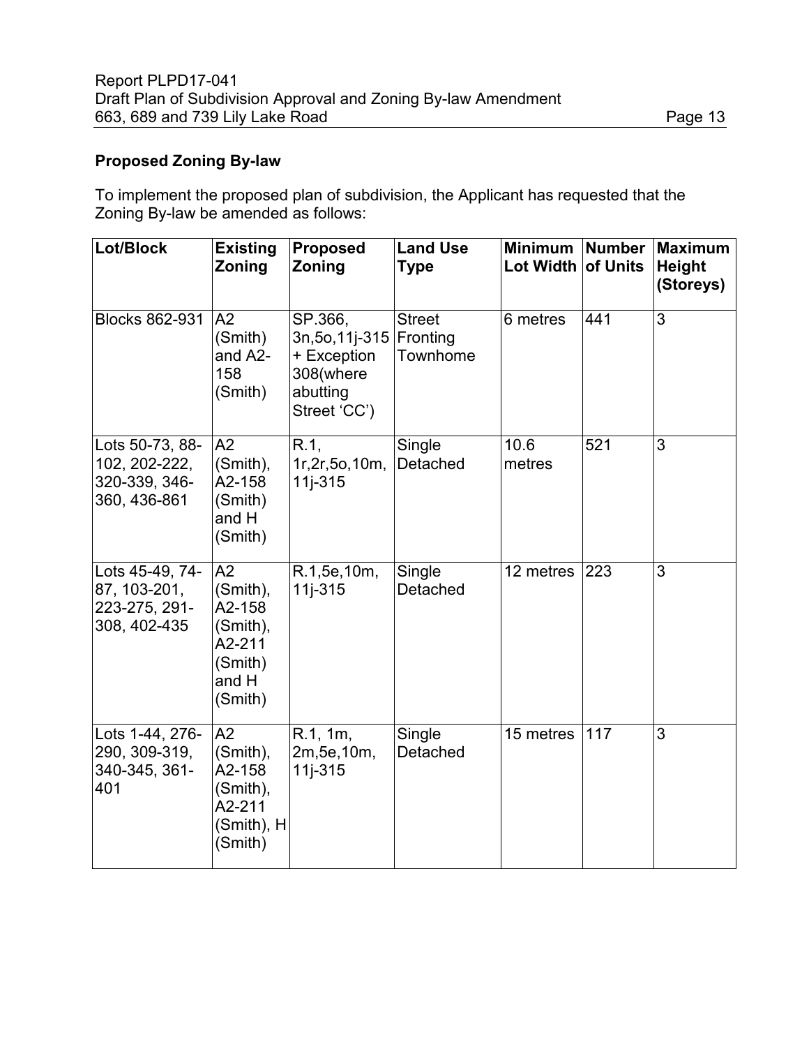**Proposed Zoning By-law**

To implement the proposed plan of subdivision, the Applicant has requested that the Zoning By-law be amended as follows:

| Lot/Block | Existing Zoning | Proposed Zoning | Land Use Type | Minimum Lot Width | Number of Units | Maximum Height (Storeys) |
|---|---|---|---|---|---|---|
| Blocks 862-931 | A2 (Smith) and A2-158 (Smith) | SP.366, 3n,5o,11j-315 + Exception 308(where abutting Street 'CC') | Street Fronting Townhome | 6 metres | 441 | 3 |
| Lots 50-73, 88-102, 202-222, 320-339, 346-360, 436-861 | A2 (Smith), A2-158 (Smith) and H (Smith) | R.1, 1r,2r,5o,10m, 11j-315 | Single Detached | 10.6 metres | 521 | 3 |
| Lots 45-49, 74-87, 103-201, 223-275, 291-308, 402-435 | A2 (Smith), A2-158 (Smith), A2-211 (Smith) and H (Smith) | R.1,5e,10m, 11j-315 | Single Detached | 12 metres | 223 | 3 |
| Lots 1-44, 276-290, 309-319, 340-345, 361-401 | A2 (Smith), A2-158 (Smith), A2-211 (Smith), H (Smith) | R.1, 1m, 2m,5e,10m, 11j-315 | Single Detached | 15 metres | 117 | 3 |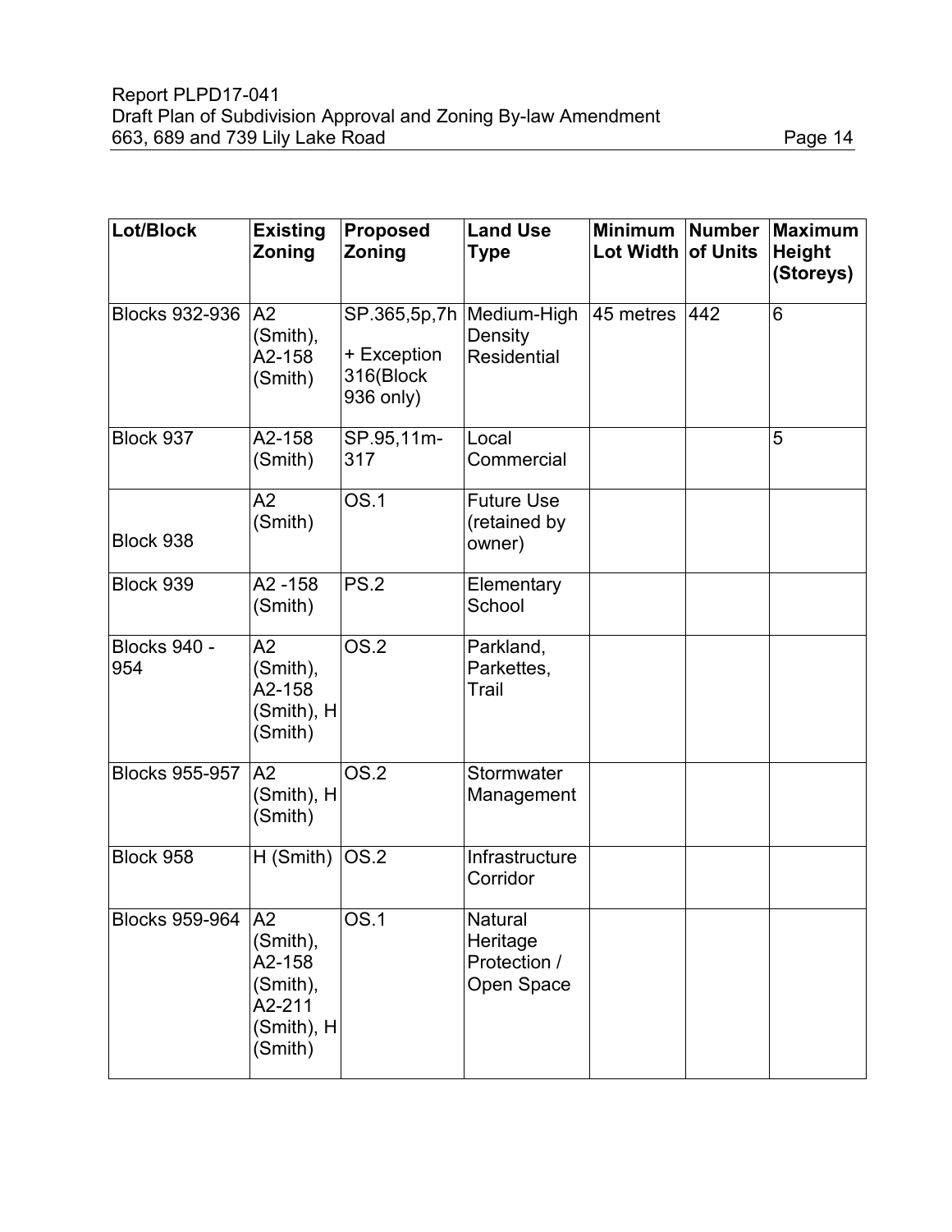| Lot/Block | Existing Zoning | Proposed Zoning | Land Use Type | Minimum Lot Width | Number of Units | Maximum Height (Storeys) |
|---|---|---|---|---|---|---|
| Blocks 932-936 | A2 (Smith), A2-158 (Smith) | SP.365,5p,7h + Exception 316(Block 936 only) | Medium-High Density Residential | 45 metres | 442 | 6 |
| Block 937 | A2-158 (Smith) | SP.95,11m-317 | Local Commercial | | | 5 |
| Block 938 | A2 (Smith) | OS.1 | Future Use (retained by owner) | | | |
| Block 939 | A2 -158 (Smith) | PS.2 | Elementary School | | | |
| Blocks 940 - 954 | A2 (Smith), A2-158 (Smith), H (Smith) | OS.2 | Parkland, Parkettes, Trail | | | |
| Blocks 955-957 | A2 (Smith), H (Smith) | OS.2 | Stormwater Management | | | |
| Block 958 | H (Smith) | OS.2 | Infrastructure Corridor | | | |
| Blocks 959-964 | A2 (Smith), A2-158 (Smith), A2-211 (Smith), H (Smith) | OS.1 | Natural Heritage Protection / Open Space | | | |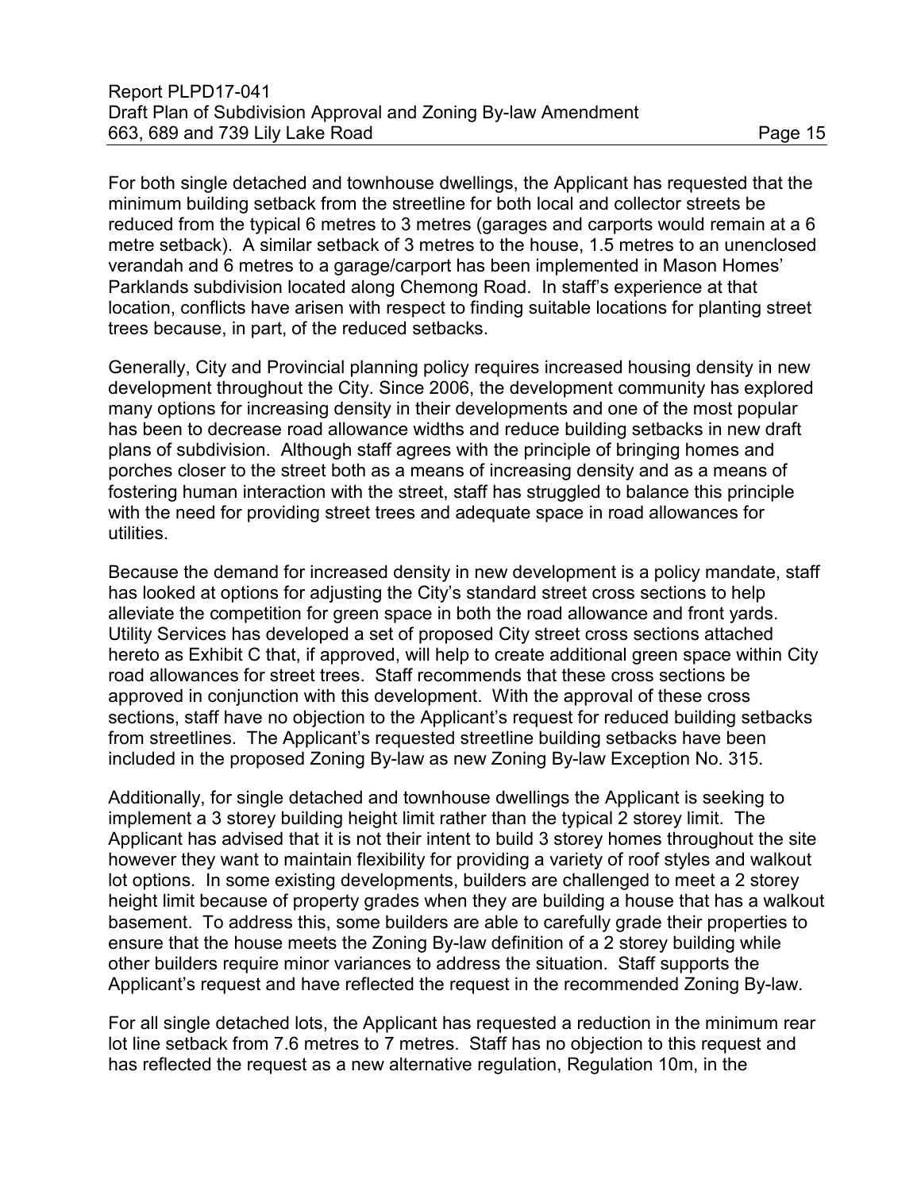For both single detached and townhouse dwellings, the Applicant has requested that the minimum building setback from the streetline for both local and collector streets be reduced from the typical 6 metres to 3 metres (garages and carports would remain at a 6 metre setback). A similar setback of 3 metres to the house, 1.5 metres to an unenclosed verandah and 6 metres to a garage/carport has been implemented in Mason Homes' Parklands subdivision located along Chemong Road. In staff's experience at that location, conflicts have arisen with respect to finding suitable locations for planting street trees because, in part, of the reduced setbacks.

Generally, City and Provincial planning policy requires increased housing density in new development throughout the City. Since 2006, the development community has explored many options for increasing density in their developments and one of the most popular has been to decrease road allowance widths and reduce building setbacks in new draft plans of subdivision. Although staff agrees with the principle of bringing homes and porches closer to the street both as a means of increasing density and as a means of fostering human interaction with the street, staff has struggled to balance this principle with the need for providing street trees and adequate space in road allowances for utilities.

Because the demand for increased density in new development is a policy mandate, staff has looked at options for adjusting the City's standard street cross sections to help alleviate the competition for green space in both the road allowance and front yards. Utility Services has developed a set of proposed City street cross sections attached hereto as Exhibit C that, if approved, will help to create additional green space within City road allowances for street trees. Staff recommends that these cross sections be approved in conjunction with this development. With the approval of these cross sections, staff have no objection to the Applicant's request for reduced building setbacks from streetlines. The Applicant's requested streetline building setbacks have been included in the proposed Zoning By-law as new Zoning By-law Exception No. 315.

Additionally, for single detached and townhouse dwellings the Applicant is seeking to implement a 3 storey building height limit rather than the typical 2 storey limit. The Applicant has advised that it is not their intent to build 3 storey homes throughout the site however they want to maintain flexibility for providing a variety of roof styles and walkout lot options. In some existing developments, builders are challenged to meet a 2 storey height limit because of property grades when they are building a house that has a walkout basement. To address this, some builders are able to carefully grade their properties to ensure that the house meets the Zoning By-law definition of a 2 storey building while other builders require minor variances to address the situation. Staff supports the Applicant's request and have reflected the request in the recommended Zoning By-law.

For all single detached lots, the Applicant has requested a reduction in the minimum rear lot line setback from 7.6 metres to 7 metres. Staff has no objection to this request and has reflected the request as a new alternative regulation, Regulation 10m, in the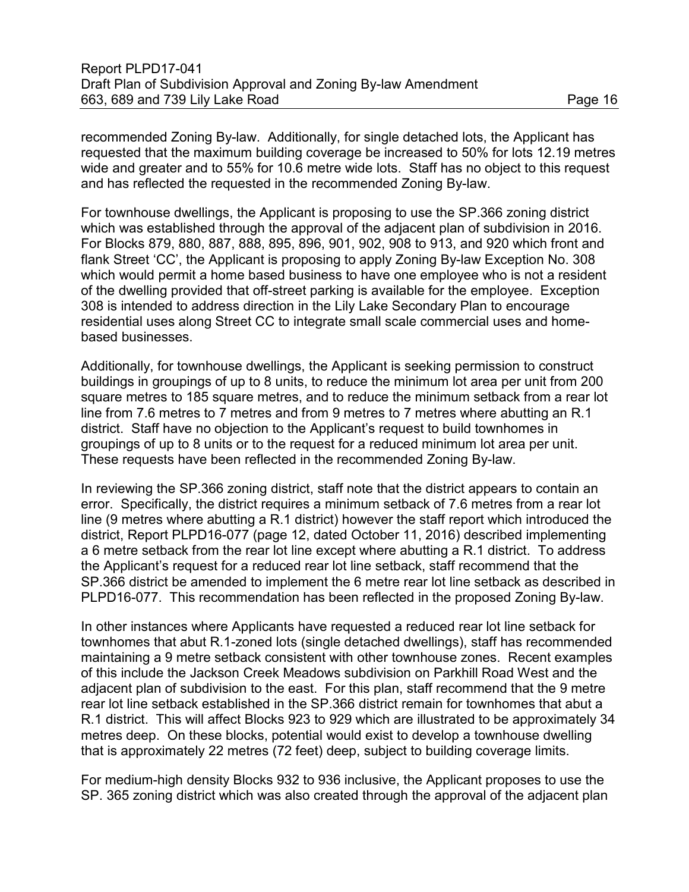recommended Zoning By-law. Additionally, for single detached lots, the Applicant has requested that the maximum building coverage be increased to 50% for lots 12.19 metres wide and greater and to 55% for 10.6 metre wide lots. Staff has no object to this request and has reflected the requested in the recommended Zoning By-law.

For townhouse dwellings, the Applicant is proposing to use the SP.366 zoning district which was established through the approval of the adjacent plan of subdivision in 2016. For Blocks 879, 880, 887, 888, 895, 896, 901, 902, 908 to 913, and 920 which front and flank Street 'CC', the Applicant is proposing to apply Zoning By-law Exception No. 308 which would permit a home based business to have one employee who is not a resident of the dwelling provided that off-street parking is available for the employee. Exception 308 is intended to address direction in the Lily Lake Secondary Plan to encourage residential uses along Street CC to integrate small scale commercial uses and home-based businesses.

Additionally, for townhouse dwellings, the Applicant is seeking permission to construct buildings in groupings of up to 8 units, to reduce the minimum lot area per unit from 200 square metres to 185 square metres, and to reduce the minimum setback from a rear lot line from 7.6 metres to 7 metres and from 9 metres to 7 metres where abutting an R.1 district. Staff have no objection to the Applicant's request to build townhomes in groupings of up to 8 units or to the request for a reduced minimum lot area per unit. These requests have been reflected in the recommended Zoning By-law.

In reviewing the SP.366 zoning district, staff note that the district appears to contain an error. Specifically, the district requires a minimum setback of 7.6 metres from a rear lot line (9 metres where abutting a R.1 district) however the staff report which introduced the district, Report PLPD16-077 (page 12, dated October 11, 2016) described implementing a 6 metre setback from the rear lot line except where abutting a R.1 district. To address the Applicant's request for a reduced rear lot line setback, staff recommend that the SP.366 district be amended to implement the 6 metre rear lot line setback as described in PLPD16-077. This recommendation has been reflected in the proposed Zoning By-law.

In other instances where Applicants have requested a reduced rear lot line setback for townhomes that abut R.1-zoned lots (single detached dwellings), staff has recommended maintaining a 9 metre setback consistent with other townhouse zones. Recent examples of this include the Jackson Creek Meadows subdivision on Parkhill Road West and the adjacent plan of subdivision to the east. For this plan, staff recommend that the 9 metre rear lot line setback established in the SP.366 district remain for townhomes that abut a R.1 district. This will affect Blocks 923 to 929 which are illustrated to be approximately 34 metres deep. On these blocks, potential would exist to develop a townhouse dwelling that is approximately 22 metres (72 feet) deep, subject to building coverage limits.

For medium-high density Blocks 932 to 936 inclusive, the Applicant proposes to use the SP. 365 zoning district which was also created through the approval of the adjacent plan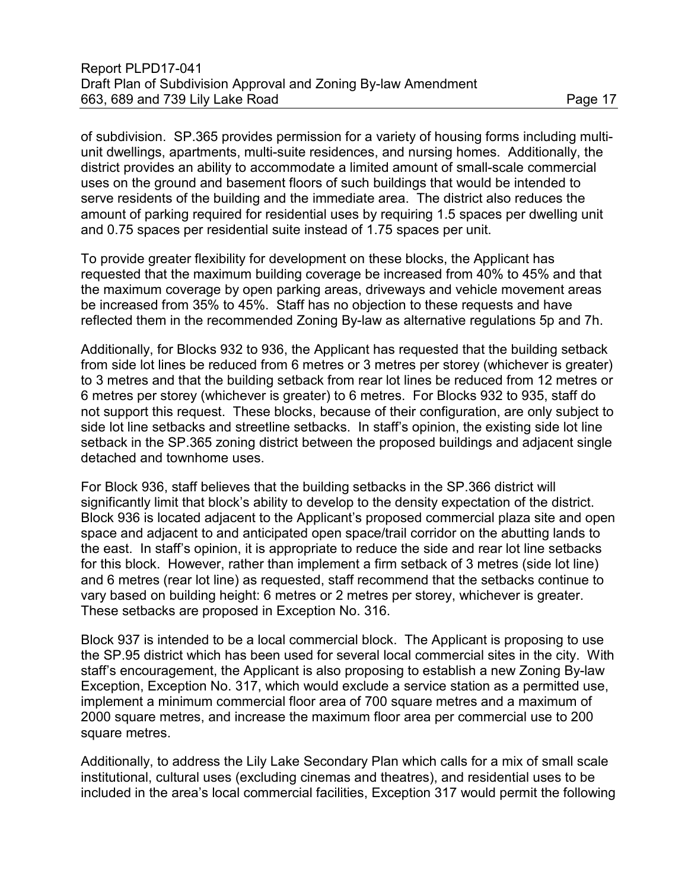of subdivision. SP.365 provides permission for a variety of housing forms including multi-unit dwellings, apartments, multi-suite residences, and nursing homes. Additionally, the district provides an ability to accommodate a limited amount of small-scale commercial uses on the ground and basement floors of such buildings that would be intended to serve residents of the building and the immediate area. The district also reduces the amount of parking required for residential uses by requiring 1.5 spaces per dwelling unit and 0.75 spaces per residential suite instead of 1.75 spaces per unit.

To provide greater flexibility for development on these blocks, the Applicant has requested that the maximum building coverage be increased from 40% to 45% and that the maximum coverage by open parking areas, driveways and vehicle movement areas be increased from 35% to 45%. Staff has no objection to these requests and have reflected them in the recommended Zoning By-law as alternative regulations 5p and 7h.

Additionally, for Blocks 932 to 936, the Applicant has requested that the building setback from side lot lines be reduced from 6 metres or 3 metres per storey (whichever is greater) to 3 metres and that the building setback from rear lot lines be reduced from 12 metres or 6 metres per storey (whichever is greater) to 6 metres. For Blocks 932 to 935, staff do not support this request. These blocks, because of their configuration, are only subject to side lot line setbacks and streetline setbacks. In staff's opinion, the existing side lot line setback in the SP.365 zoning district between the proposed buildings and adjacent single detached and townhome uses.

For Block 936, staff believes that the building setbacks in the SP.366 district will significantly limit that block's ability to develop to the density expectation of the district. Block 936 is located adjacent to the Applicant's proposed commercial plaza site and open space and adjacent to and anticipated open space/trail corridor on the abutting lands to the east. In staff's opinion, it is appropriate to reduce the side and rear lot line setbacks for this block. However, rather than implement a firm setback of 3 metres (side lot line) and 6 metres (rear lot line) as requested, staff recommend that the setbacks continue to vary based on building height: 6 metres or 2 metres per storey, whichever is greater. These setbacks are proposed in Exception No. 316.

Block 937 is intended to be a local commercial block. The Applicant is proposing to use the SP.95 district which has been used for several local commercial sites in the city. With staff's encouragement, the Applicant is also proposing to establish a new Zoning By-law Exception, Exception No. 317, which would exclude a service station as a permitted use, implement a minimum commercial floor area of 700 square metres and a maximum of 2000 square metres, and increase the maximum floor area per commercial use to 200 square metres.

Additionally, to address the Lily Lake Secondary Plan which calls for a mix of small scale institutional, cultural uses (excluding cinemas and theatres), and residential uses to be included in the area's local commercial facilities, Exception 317 would permit the following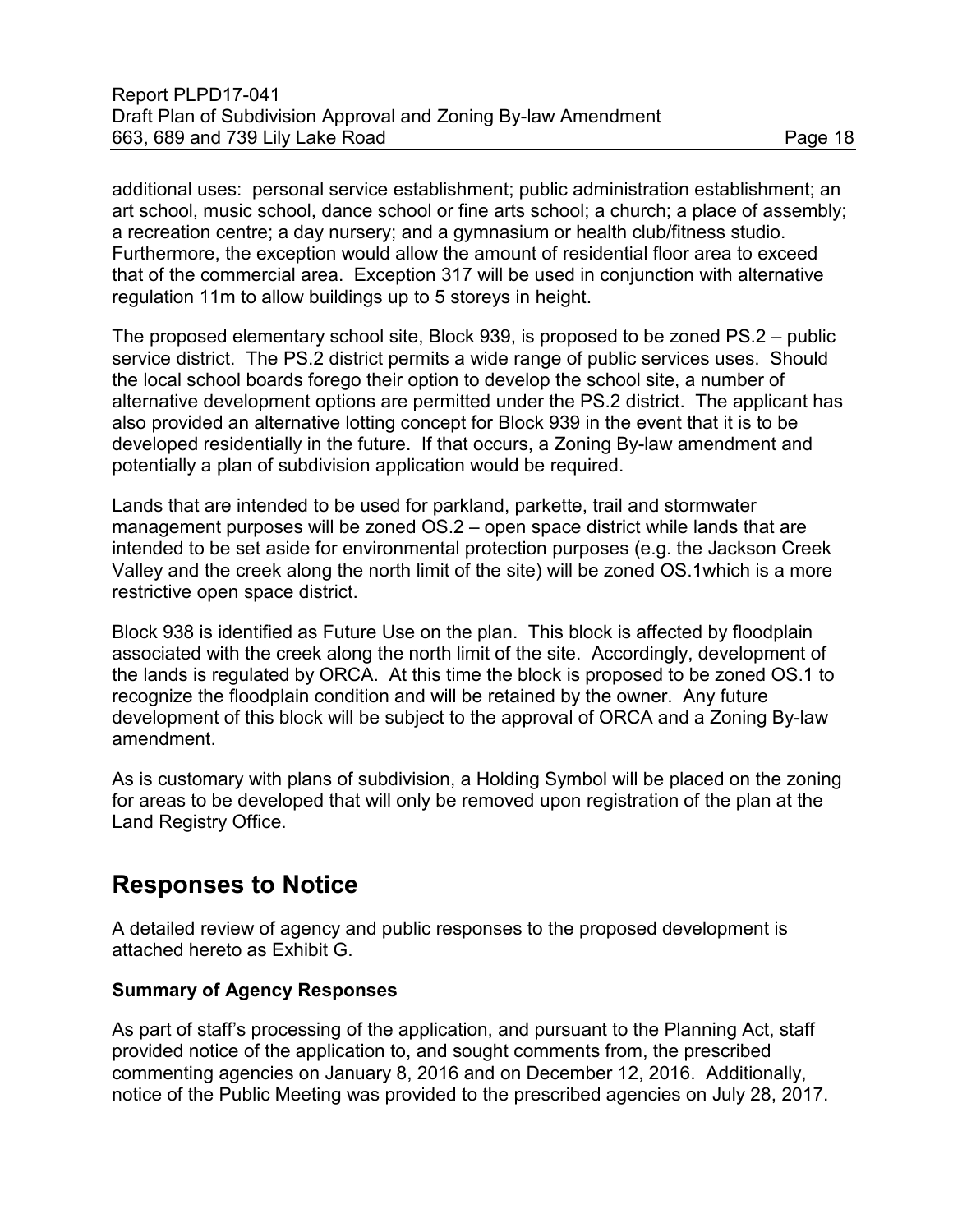additional uses: personal service establishment; public administration establishment; an art school, music school, dance school or fine arts school; a church; a place of assembly; a recreation centre; a day nursery; and a gymnasium or health club/fitness studio. Furthermore, the exception would allow the amount of residential floor area to exceed that of the commercial area. Exception 317 will be used in conjunction with alternative regulation 11m to allow buildings up to 5 storeys in height.

The proposed elementary school site, Block 939, is proposed to be zoned PS.2 – public service district. The PS.2 district permits a wide range of public services uses. Should the local school boards forego their option to develop the school site, a number of alternative development options are permitted under the PS.2 district. The applicant has also provided an alternative lotting concept for Block 939 in the event that it is to be developed residentially in the future. If that occurs, a Zoning By-law amendment and potentially a plan of subdivision application would be required.

Lands that are intended to be used for parkland, parkette, trail and stormwater management purposes will be zoned OS.2 – open space district while lands that are intended to be set aside for environmental protection purposes (e.g. the Jackson Creek Valley and the creek along the north limit of the site) will be zoned OS.1which is a more restrictive open space district.

Block 938 is identified as Future Use on the plan. This block is affected by floodplain associated with the creek along the north limit of the site. Accordingly, development of the lands is regulated by ORCA. At this time the block is proposed to be zoned OS.1 to recognize the floodplain condition and will be retained by the owner. Any future development of this block will be subject to the approval of ORCA and a Zoning By-law amendment.

As is customary with plans of subdivision, a Holding Symbol will be placed on the zoning for areas to be developed that will only be removed upon registration of the plan at the Land Registry Office.

## Responses to Notice

A detailed review of agency and public responses to the proposed development is attached hereto as Exhibit G.

### Summary of Agency Responses

As part of staff's processing of the application, and pursuant to the Planning Act, staff provided notice of the application to, and sought comments from, the prescribed commenting agencies on January 8, 2016 and on December 12, 2016. Additionally, notice of the Public Meeting was provided to the prescribed agencies on July 28, 2017.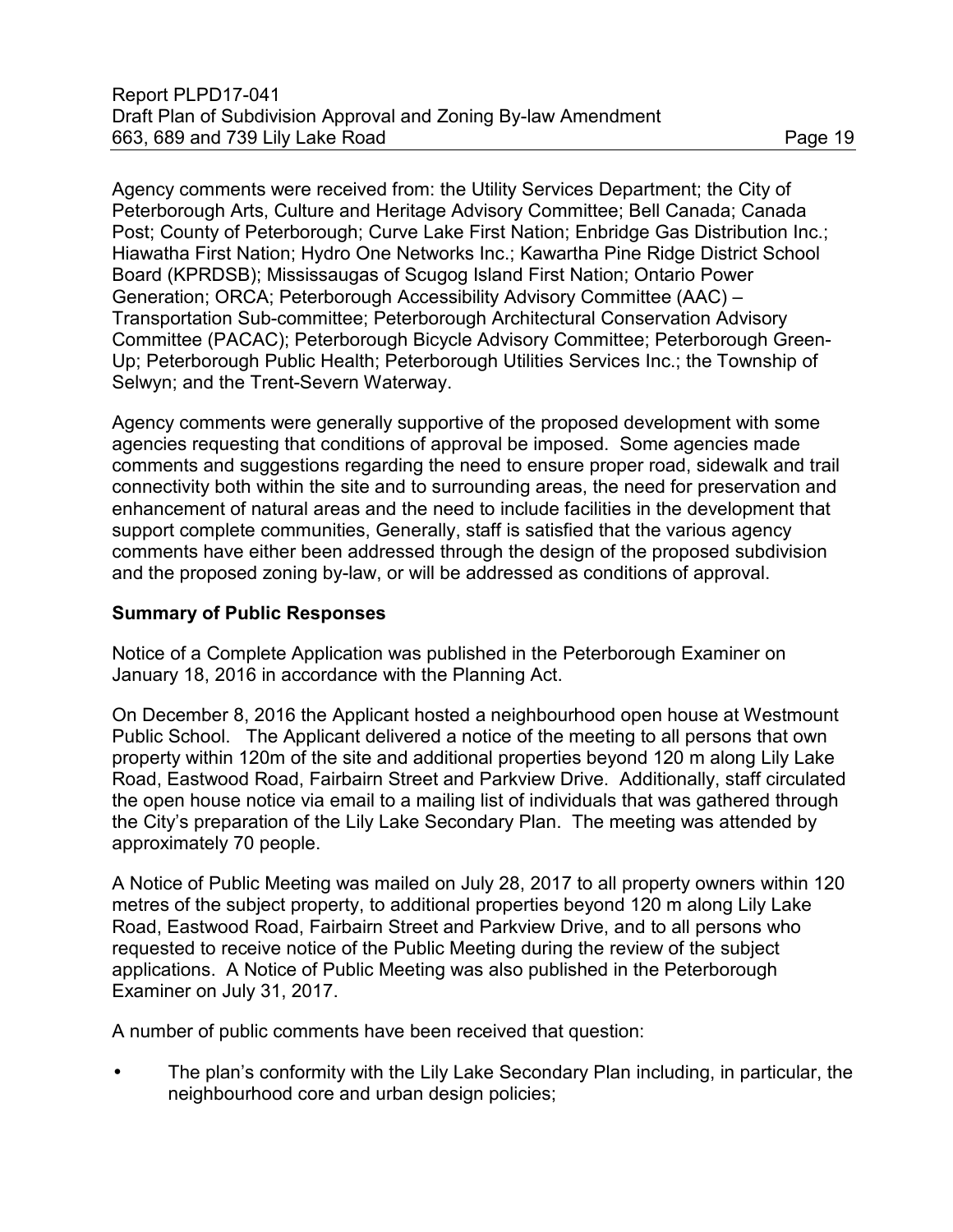Agency comments were received from: the Utility Services Department; the City of Peterborough Arts, Culture and Heritage Advisory Committee; Bell Canada; Canada Post; County of Peterborough; Curve Lake First Nation; Enbridge Gas Distribution Inc.; Hiawatha First Nation; Hydro One Networks Inc.; Kawartha Pine Ridge District School Board (KPRDSB); Mississaugas of Scugog Island First Nation; Ontario Power Generation; ORCA; Peterborough Accessibility Advisory Committee (AAC) – Transportation Sub-committee; Peterborough Architectural Conservation Advisory Committee (PACAC); Peterborough Bicycle Advisory Committee; Peterborough Green-Up; Peterborough Public Health; Peterborough Utilities Services Inc.; the Township of Selwyn; and the Trent-Severn Waterway.

Agency comments were generally supportive of the proposed development with some agencies requesting that conditions of approval be imposed. Some agencies made comments and suggestions regarding the need to ensure proper road, sidewalk and trail connectivity both within the site and to surrounding areas, the need for preservation and enhancement of natural areas and the need to include facilities in the development that support complete communities, Generally, staff is satisfied that the various agency comments have either been addressed through the design of the proposed subdivision and the proposed zoning by-law, or will be addressed as conditions of approval.

**Summary of Public Responses**

Notice of a Complete Application was published in the Peterborough Examiner on January 18, 2016 in accordance with the Planning Act.

On December 8, 2016 the Applicant hosted a neighbourhood open house at Westmount Public School. The Applicant delivered a notice of the meeting to all persons that own property within 120m of the site and additional properties beyond 120 m along Lily Lake Road, Eastwood Road, Fairbairn Street and Parkview Drive. Additionally, staff circulated the open house notice via email to a mailing list of individuals that was gathered through the City's preparation of the Lily Lake Secondary Plan. The meeting was attended by approximately 70 people.

A Notice of Public Meeting was mailed on July 28, 2017 to all property owners within 120 metres of the subject property, to additional properties beyond 120 m along Lily Lake Road, Eastwood Road, Fairbairn Street and Parkview Drive, and to all persons who requested to receive notice of the Public Meeting during the review of the subject applications. A Notice of Public Meeting was also published in the Peterborough Examiner on July 31, 2017.

A number of public comments have been received that question:

- The plan's conformity with the Lily Lake Secondary Plan including, in particular, the neighbourhood core and urban design policies;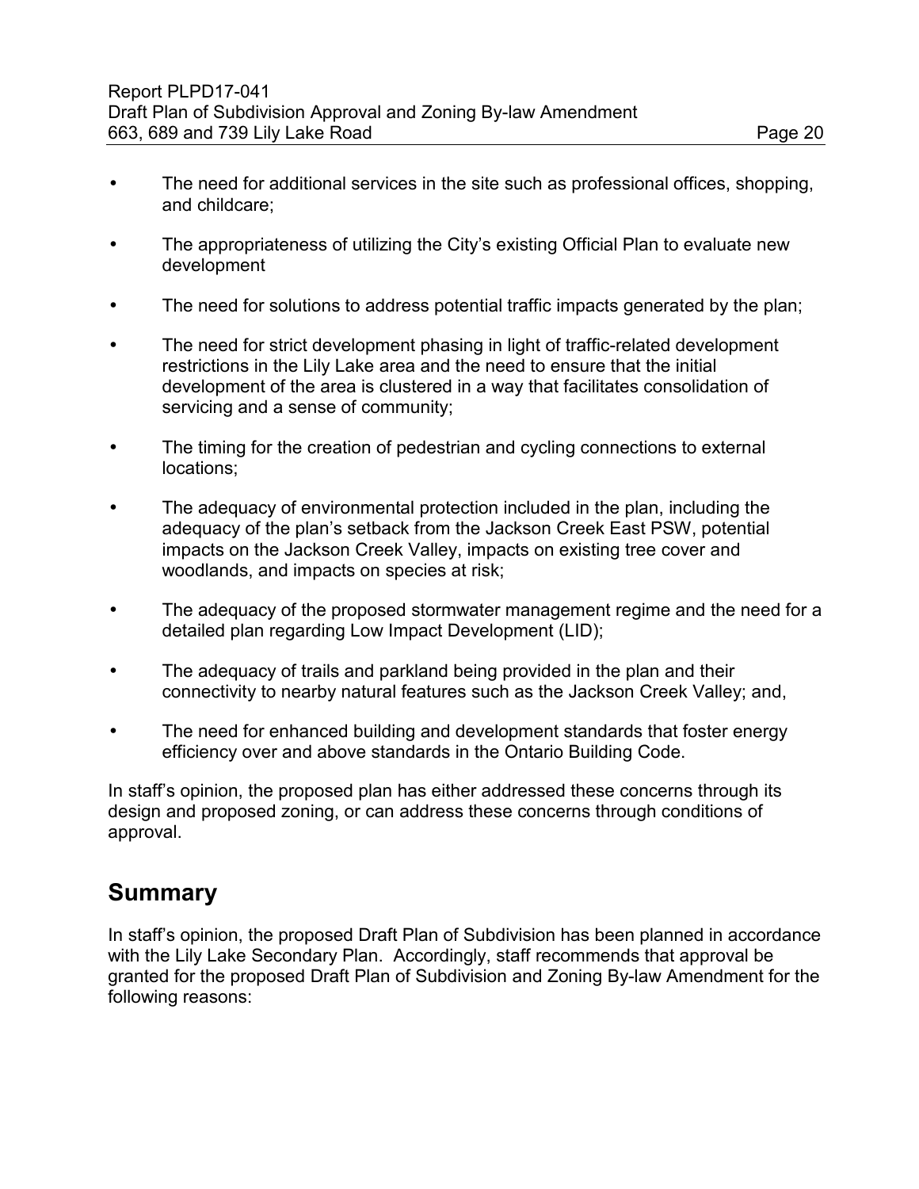- The need for additional services in the site such as professional offices, shopping, and childcare;
- The appropriateness of utilizing the City's existing Official Plan to evaluate new development
- The need for solutions to address potential traffic impacts generated by the plan;
- The need for strict development phasing in light of traffic-related development restrictions in the Lily Lake area and the need to ensure that the initial development of the area is clustered in a way that facilitates consolidation of servicing and a sense of community;
- The timing for the creation of pedestrian and cycling connections to external locations;
- The adequacy of environmental protection included in the plan, including the adequacy of the plan's setback from the Jackson Creek East PSW, potential impacts on the Jackson Creek Valley, impacts on existing tree cover and woodlands, and impacts on species at risk;
- The adequacy of the proposed stormwater management regime and the need for a detailed plan regarding Low Impact Development (LID);
- The adequacy of trails and parkland being provided in the plan and their connectivity to nearby natural features such as the Jackson Creek Valley; and,
- The need for enhanced building and development standards that foster energy efficiency over and above standards in the Ontario Building Code.

In staff's opinion, the proposed plan has either addressed these concerns through its design and proposed zoning, or can address these concerns through conditions of approval.

## Summary

In staff's opinion, the proposed Draft Plan of Subdivision has been planned in accordance with the Lily Lake Secondary Plan. Accordingly, staff recommends that approval be granted for the proposed Draft Plan of Subdivision and Zoning By-law Amendment for the following reasons: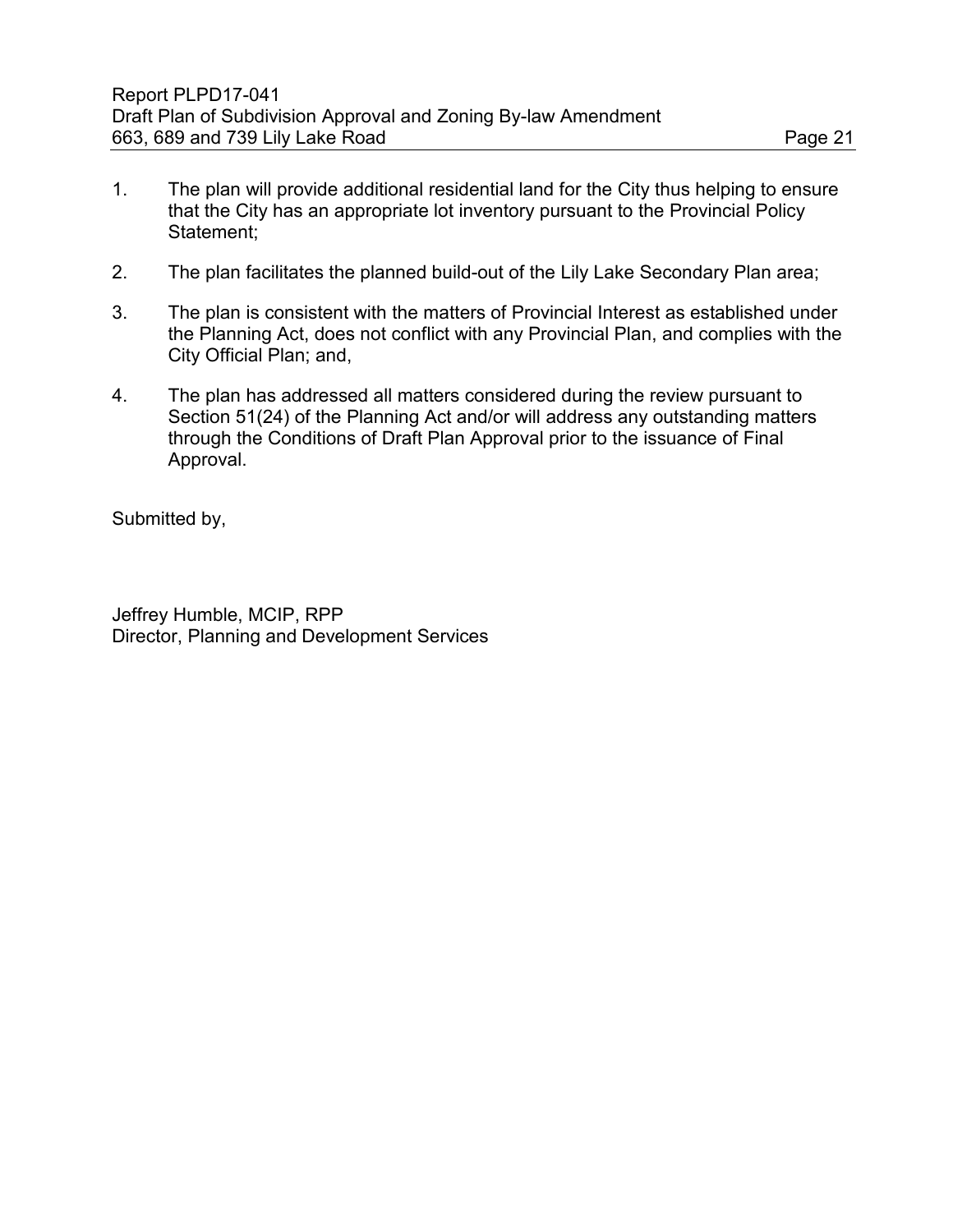1. The plan will provide additional residential land for the City thus helping to ensure that the City has an appropriate lot inventory pursuant to the Provincial Policy Statement;

2. The plan facilitates the planned build-out of the Lily Lake Secondary Plan area;

3. The plan is consistent with the matters of Provincial Interest as established under the Planning Act, does not conflict with any Provincial Plan, and complies with the City Official Plan; and,

4. The plan has addressed all matters considered during the review pursuant to Section 51(24) of the Planning Act and/or will address any outstanding matters through the Conditions of Draft Plan Approval prior to the issuance of Final Approval.

Submitted by,

Jeffrey Humble, MCIP, RPP
Director, Planning and Development Services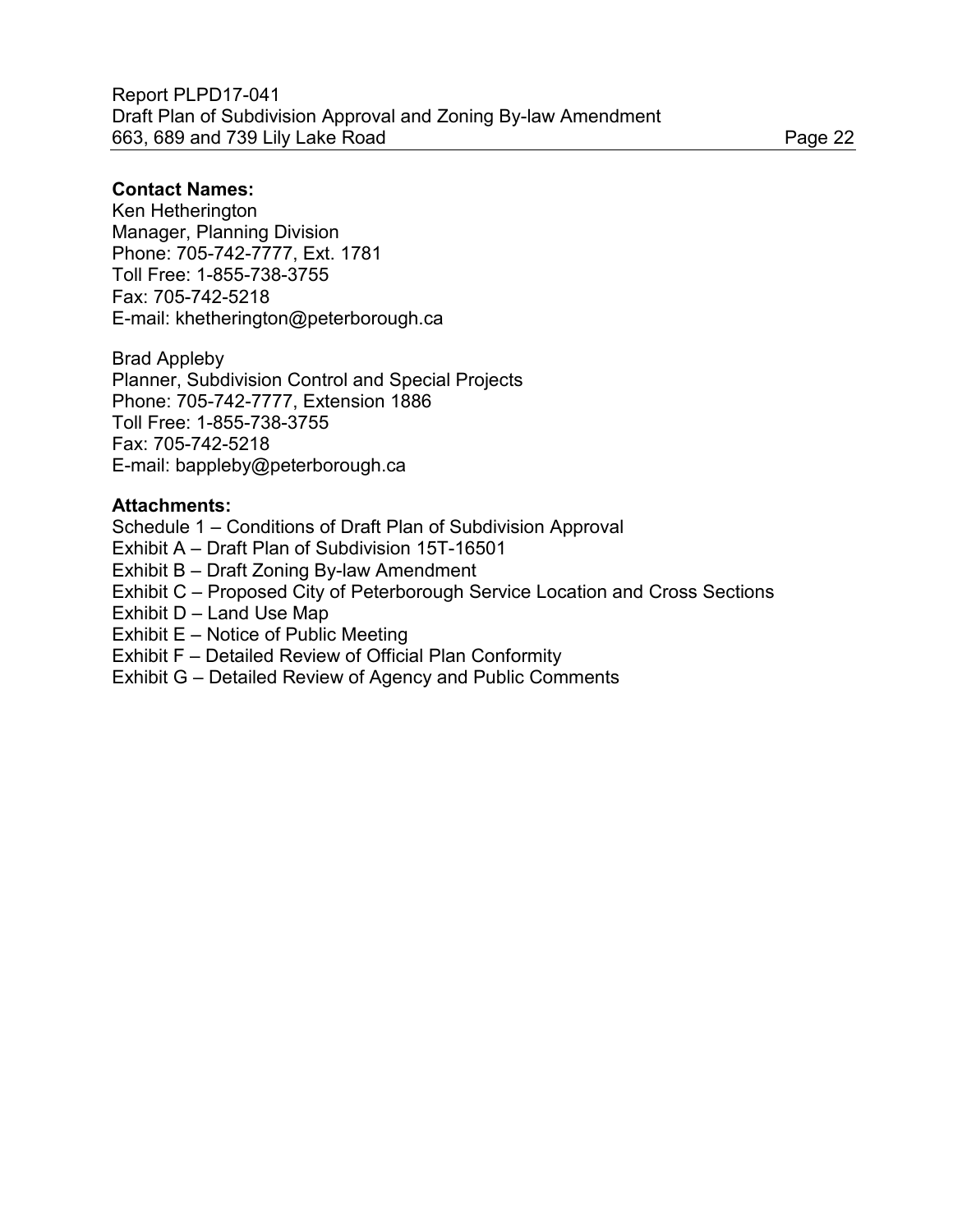**Contact Names:**
Ken Hetherington
Manager, Planning Division
Phone: 705-742-7777, Ext. 1781
Toll Free: 1-855-738-3755
Fax: 705-742-5218
E-mail: khetherington@peterborough.ca

Brad Appleby
Planner, Subdivision Control and Special Projects
Phone: 705-742-7777, Extension 1886
Toll Free: 1-855-738-3755
Fax: 705-742-5218
E-mail: bappleby@peterborough.ca

**Attachments:**
Schedule 1 – Conditions of Draft Plan of Subdivision Approval
Exhibit A – Draft Plan of Subdivision 15T-16501
Exhibit B – Draft Zoning By-law Amendment
Exhibit C – Proposed City of Peterborough Service Location and Cross Sections
Exhibit D – Land Use Map
Exhibit E – Notice of Public Meeting
Exhibit F – Detailed Review of Official Plan Conformity
Exhibit G – Detailed Review of Agency and Public Comments